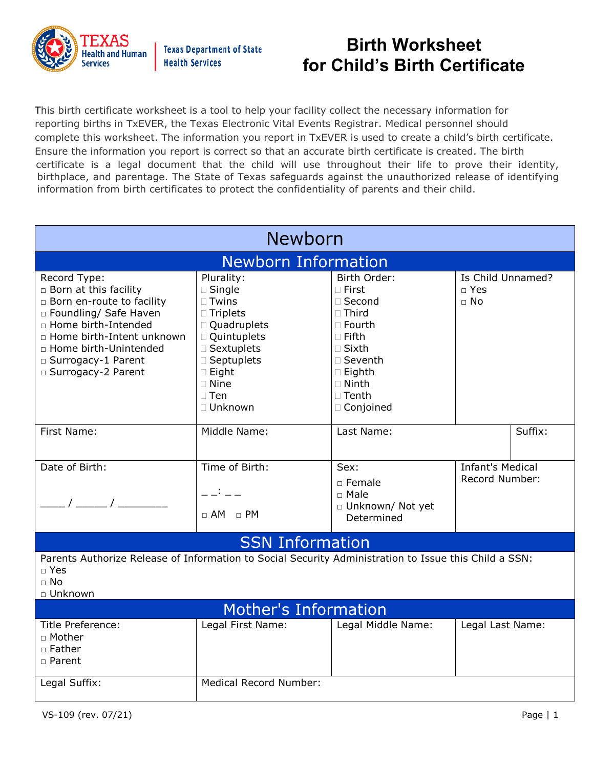Texas Health and Human Services | Texas Department of State Health Services

# Birth Worksheet for Child's Birth Certificate

This birth certificate worksheet is a tool to help your facility collect the necessary information for reporting births in TxEVER, the Texas Electronic Vital Events Registrar. Medical personnel should complete this worksheet. The information you report in TxEVER is used to create a child's birth certificate. Ensure the information you report is correct so that an accurate birth certificate is created. The birth certificate is a legal document that the child will use throughout their life to prove their identity, birthplace, and parentage. The State of Texas safeguards against the unauthorized release of identifying information from birth certificates to protect the confidentiality of parents and their child.

## Newborn

### Newborn Information

| Record Type: | Plurality: | Birth Order: | Is Child Unnamed? |
|---|---|---|---|
| ☐ Born at this facility<br>☐ Born en-route to facility<br>☐ Foundling/ Safe Haven<br>☐ Home birth-Intended<br>☐ Home birth-Intent unknown<br>☐ Home birth-Unintended<br>☐ Surrogacy-1 Parent<br>☐ Surrogacy-2 Parent | ☐ Single<br>☐ Twins<br>☐ Triplets<br>☐ Quadruplets<br>☐ Quintuplets<br>☐ Sextuplets<br>☐ Septuplets<br>☐ Eight<br>☐ Nine<br>☐ Ten<br>☐ Unknown | ☐ First<br>☐ Second<br>☐ Third<br>☐ Fourth<br>☐ Fifth<br>☐ Sixth<br>☐ Seventh<br>☐ Eighth<br>☐ Ninth<br>☐ Tenth<br>☐ Conjoined | ☐ Yes<br>☐ No |

| First Name: | Middle Name: | Last Name: | Suffix: |
|---|---|---|---|
| | | | |

| Date of Birth: | Time of Birth: | Sex: | Infant's Medical Record Number: |
|---|---|---|---|
| ____ / _____ / ________ | _ _: _ _<br>☐ AM ☐ PM | ☐ Female<br>☐ Male<br>☐ Unknown/ Not yet Determined | |

### SSN Information

Parents Authorize Release of Information to Social Security Administration to Issue this Child a SSN:

☐ Yes
☐ No
☐ Unknown

### Mother's Information

| Title Preference: | Legal First Name: | Legal Middle Name: | Legal Last Name: |
|---|---|---|---|
| ☐ Mother<br>☐ Father<br>☐ Parent | | | |

| Legal Suffix: | Medical Record Number: |
|---|---|
| | |

VS-109 (rev. 07/21)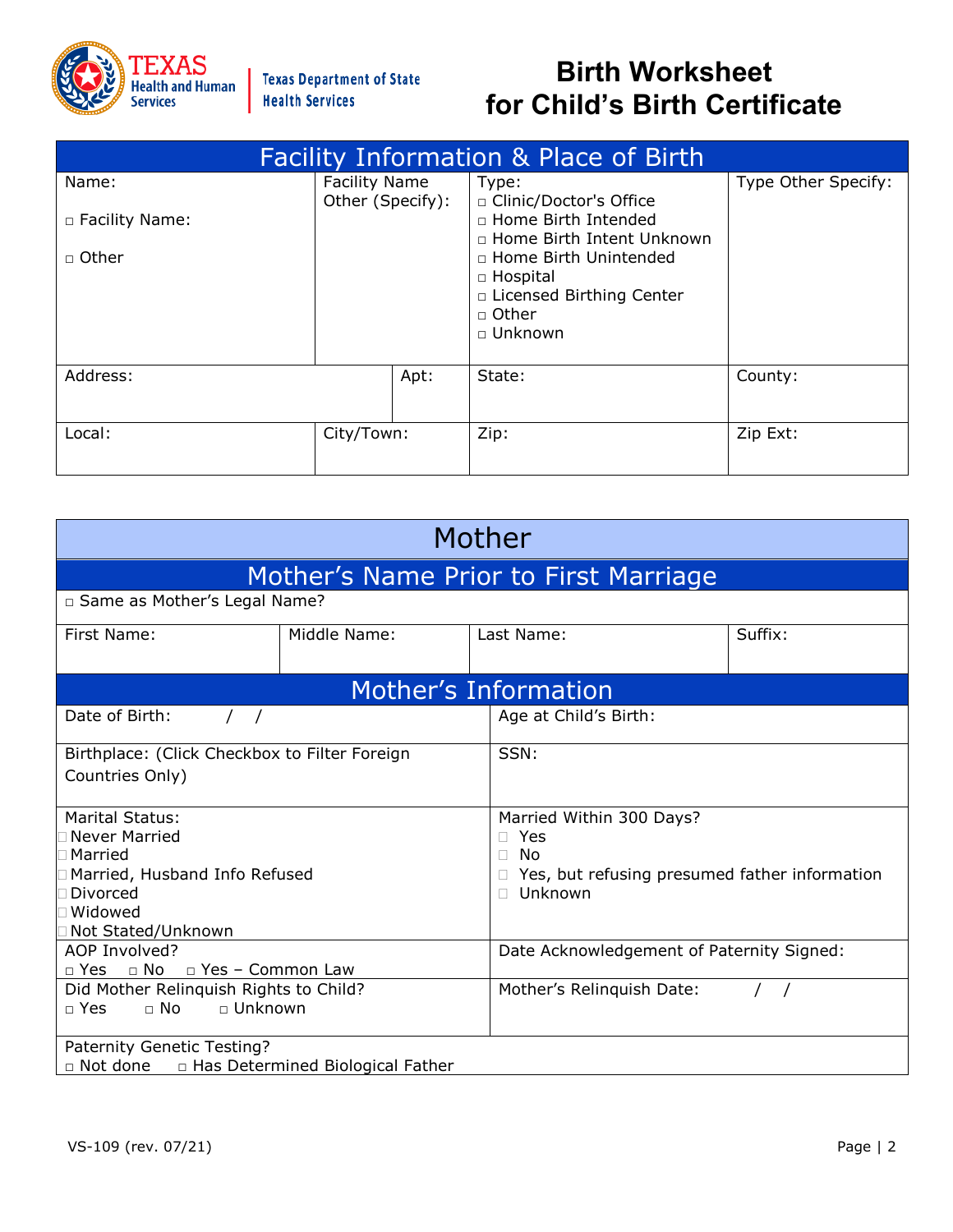# Birth Worksheet for Child's Birth Certificate

Texas Health and Human Services | Texas Department of State Health Services

## Facility Information & Place of Birth

| Name: | Facility Name Other (Specify): | Type: | Type Other Specify: |
|---|---|---|---|
| □ Facility Name:<br>□ Other | | □ Clinic/Doctor's Office<br>□ Home Birth Intended<br>□ Home Birth Intent Unknown<br>□ Home Birth Unintended<br>□ Hospital<br>□ Licensed Birthing Center<br>□ Other<br>□ Unknown | |

| Address: | Apt: | State: | County: |
|---|---|---|---|
| | | | |

| Local: | City/Town: | Zip: | Zip Ext: |
|---|---|---|---|
| | | | |

## Mother

### Mother's Name Prior to First Marriage

□ Same as Mother's Legal Name?

| First Name: | Middle Name: | Last Name: | Suffix: |
|---|---|---|---|
| | | | |

### Mother's Information

| | |
|---|---|
| Date of Birth: / / | Age at Child's Birth: |
| Birthplace: (Click Checkbox to Filter Foreign Countries Only) | SSN: |
| Marital Status:<br>□ Never Married<br>□ Married<br>□ Married, Husband Info Refused<br>□ Divorced<br>□ Widowed<br>□ Not Stated/Unknown | Married Within 300 Days?<br>□ Yes<br>□ No<br>□ Yes, but refusing presumed father information<br>□ Unknown |
| AOP Involved?<br>□ Yes □ No □ Yes – Common Law | Date Acknowledgement of Paternity Signed: |
| Did Mother Relinquish Rights to Child?<br>□ Yes □ No □ Unknown | Mother's Relinquish Date: / / |
| Paternity Genetic Testing?<br>□ Not done □ Has Determined Biological Father | |

VS-109 (rev. 07/21)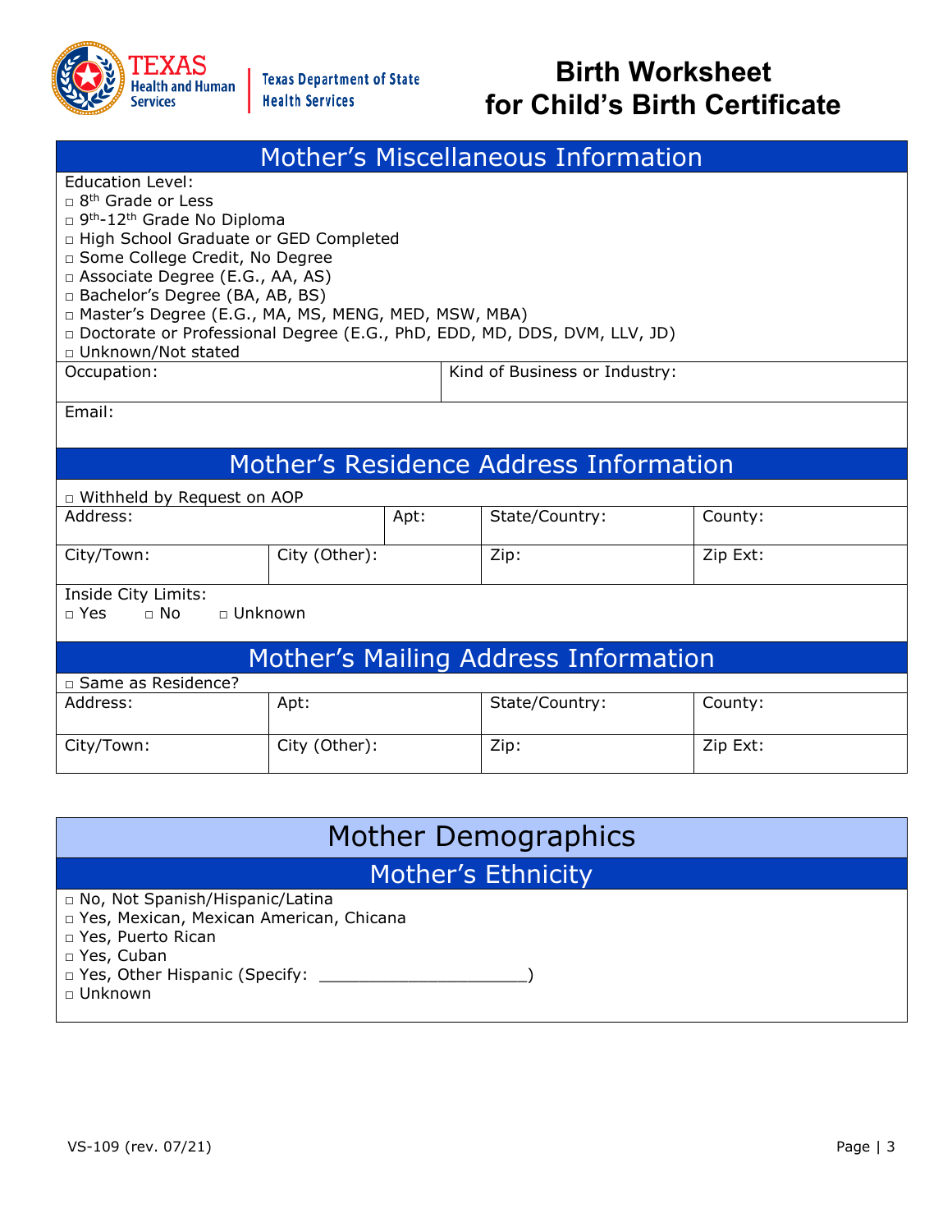# Birth Worksheet for Child's Birth Certificate

Texas Health and Human Services | Texas Department of State Health Services

## Mother's Miscellaneous Information

Education Level:
- □ 8th Grade or Less
- □ 9th-12th Grade No Diploma
- □ High School Graduate or GED Completed
- □ Some College Credit, No Degree
- □ Associate Degree (E.G., AA, AS)
- □ Bachelor's Degree (BA, AB, BS)
- □ Master's Degree (E.G., MA, MS, MENG, MED, MSW, MBA)
- □ Doctorate or Professional Degree (E.G., PhD, EDD, MD, DDS, DVM, LLV, JD)
- □ Unknown/Not stated

| Occupation: | Kind of Business or Industry: |
|---|---|

Email:

## Mother's Residence Address Information

□ Withheld by Request on AOP

| Address: | Apt: | State/Country: | County: |
|---|---|---|---|
| City/Town: / City (Other): | | Zip: | Zip Ext: |

Inside City Limits:
□ Yes □ No □ Unknown

## Mother's Mailing Address Information

□ Same as Residence?

| Address: | Apt: | State/Country: | County: |
|---|---|---|---|
| City/Town: | City (Other): | Zip: | Zip Ext: |

# Mother Demographics

## Mother's Ethnicity

- □ No, Not Spanish/Hispanic/Latina
- □ Yes, Mexican, Mexican American, Chicana
- □ Yes, Puerto Rican
- □ Yes, Cuban
- □ Yes, Other Hispanic (Specify: ____________________)
- □ Unknown

VS-109 (rev. 07/21)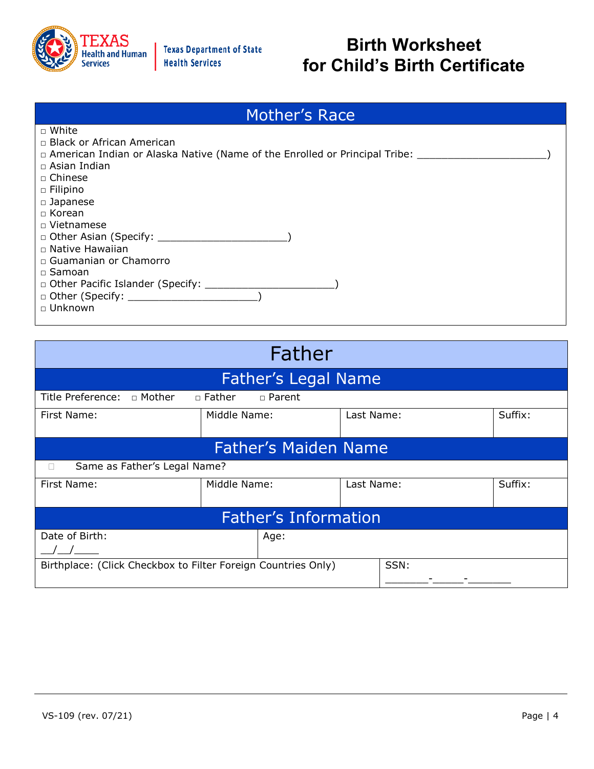# Birth Worksheet for Child's Birth Certificate

Texas Health and Human Services | Texas Department of State Health Services

## Mother's Race

- □ White
- □ Black or African American
- □ American Indian or Alaska Native (Name of the Enrolled or Principal Tribe: ______________________)
- □ Asian Indian
- □ Chinese
- □ Filipino
- □ Japanese
- □ Korean
- □ Vietnamese
- □ Other Asian (Specify: ______________________)
- □ Native Hawaiian
- □ Guamanian or Chamorro
- □ Samoan
- □ Other Pacific Islander (Specify: ______________________)
- □ Other (Specify: ______________________)
- □ Unknown

## Father

### Father's Legal Name

Title Preference: □ Mother □ Father □ Parent

| First Name: | Middle Name: | Last Name: | Suffix: |
|---|---|---|---|
| | | | |

### Father's Maiden Name

□ Same as Father's Legal Name?

| First Name: | Middle Name: | Last Name: | Suffix: |
|---|---|---|---|
| | | | |

### Father's Information

| Date of Birth: __/__/____ | Age: |
|---|---|
| **Birthplace: (Click Checkbox to Filter Foreign Countries Only)** | **SSN: _______-_____-_______** |

VS-109 (rev. 07/21)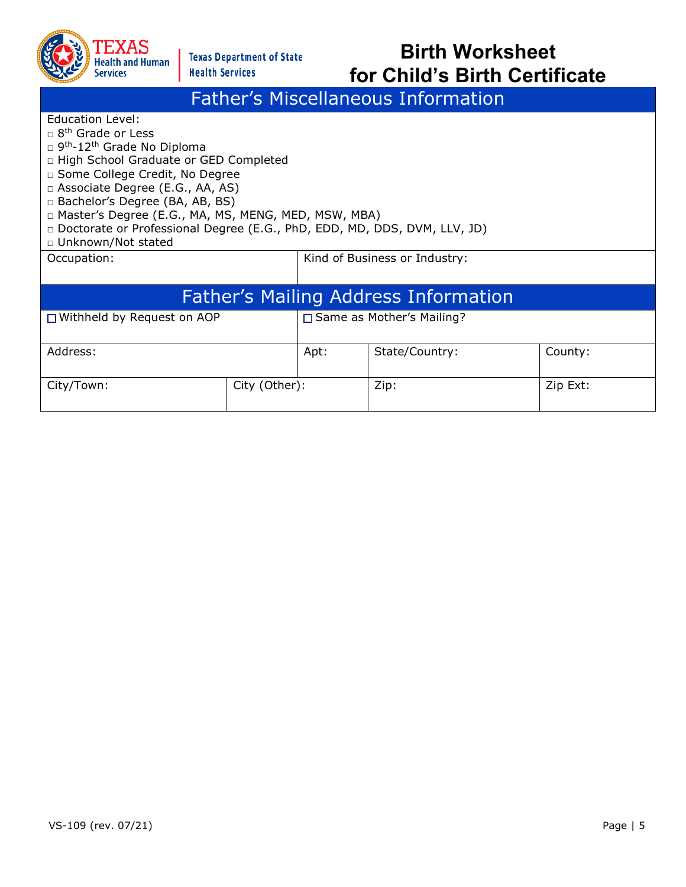# Birth Worksheet for Child's Birth Certificate

## Father's Miscellaneous Information

Education Level:
- □ 8th Grade or Less
- □ 9th-12th Grade No Diploma
- □ High School Graduate or GED Completed
- □ Some College Credit, No Degree
- □ Associate Degree (E.G., AA, AS)
- □ Bachelor's Degree (BA, AB, BS)
- □ Master's Degree (E.G., MA, MS, MENG, MED, MSW, MBA)
- □ Doctorate or Professional Degree (E.G., PhD, EDD, MD, DDS, DVM, LLV, JD)
- □ Unknown/Not stated

| Occupation: | Kind of Business or Industry: |
|---|---|

## Father's Mailing Address Information

| ☐ Withheld by Request on AOP | ☐ Same as Mother's Mailing? | | |
|---|---|---|---|
| Address: | Apt: | State/Country: | County: |
| City/Town: | City (Other): | Zip: | Zip Ext: |

VS-109 (rev. 07/21)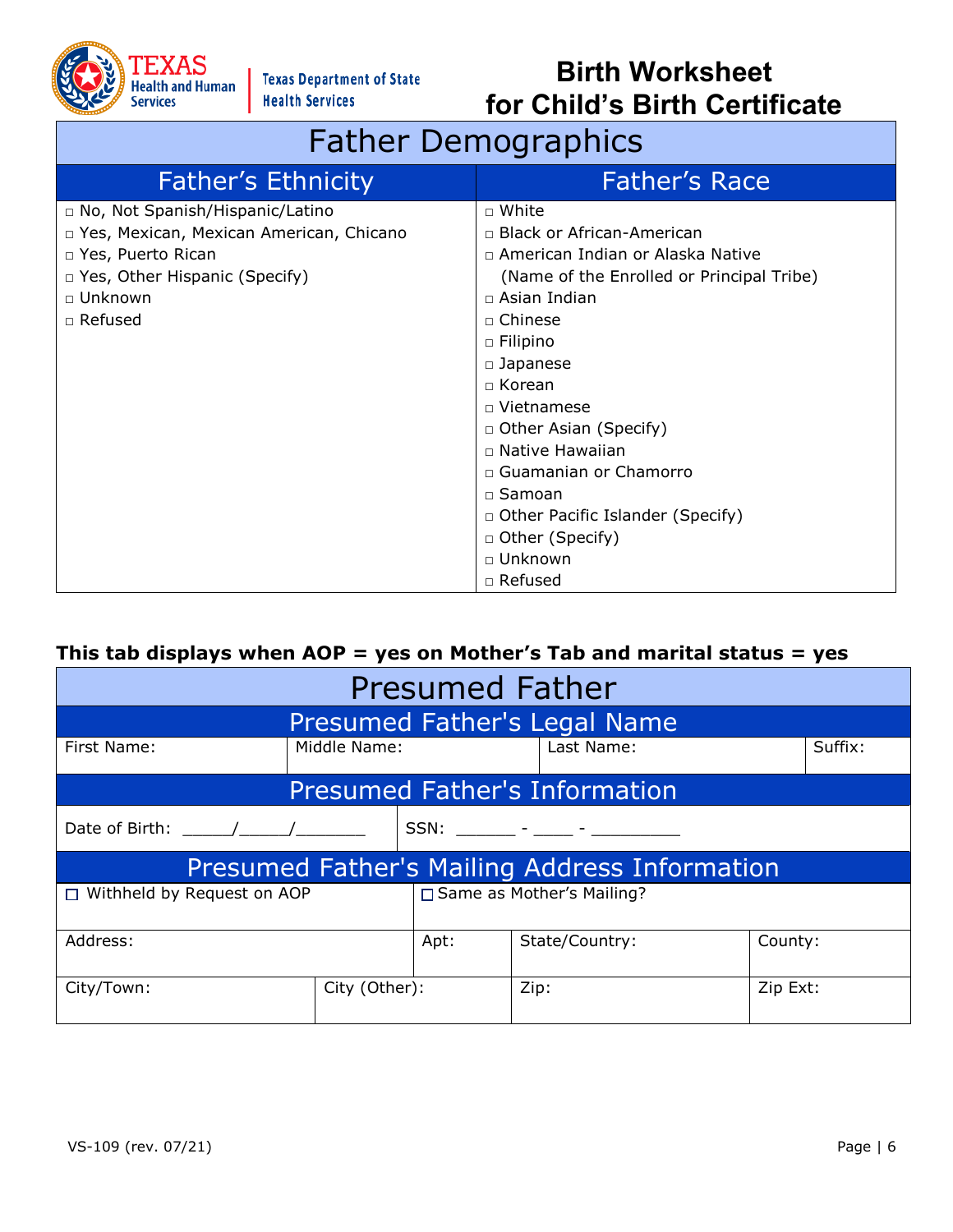# Birth Worksheet for Child's Birth Certificate

Texas Health and Human Services | Texas Department of State Health Services

## Father Demographics

| Father's Ethnicity | Father's Race |
|---|---|
| □ No, Not Spanish/Hispanic/Latino<br>□ Yes, Mexican, Mexican American, Chicano<br>□ Yes, Puerto Rican<br>□ Yes, Other Hispanic (Specify)<br>□ Unknown<br>□ Refused | □ White<br>□ Black or African-American<br>□ American Indian or Alaska Native (Name of the Enrolled or Principal Tribe)<br>□ Asian Indian<br>□ Chinese<br>□ Filipino<br>□ Japanese<br>□ Korean<br>□ Vietnamese<br>□ Other Asian (Specify)<br>□ Native Hawaiian<br>□ Guamanian or Chamorro<br>□ Samoan<br>□ Other Pacific Islander (Specify)<br>□ Other (Specify)<br>□ Unknown<br>□ Refused |

**This tab displays when AOP = yes on Mother's Tab and marital status = yes**

## Presumed Father

### Presumed Father's Legal Name

| First Name: | Middle Name: | Last Name: | Suffix: |
|---|---|---|---|
| | | | |

### Presumed Father's Information

| Date of Birth: _____/_____/_______ | SSN: ______ - ____ - _________ |
|---|---|

### Presumed Father's Mailing Address Information

| □ Withheld by Request on AOP | | □ Same as Mother's Mailing? | |
|---|---|---|---|
| Address: | Apt: | State/Country: | County: |
| City/Town: | City (Other): | Zip: | Zip Ext: |

VS-109 (rev. 07/21)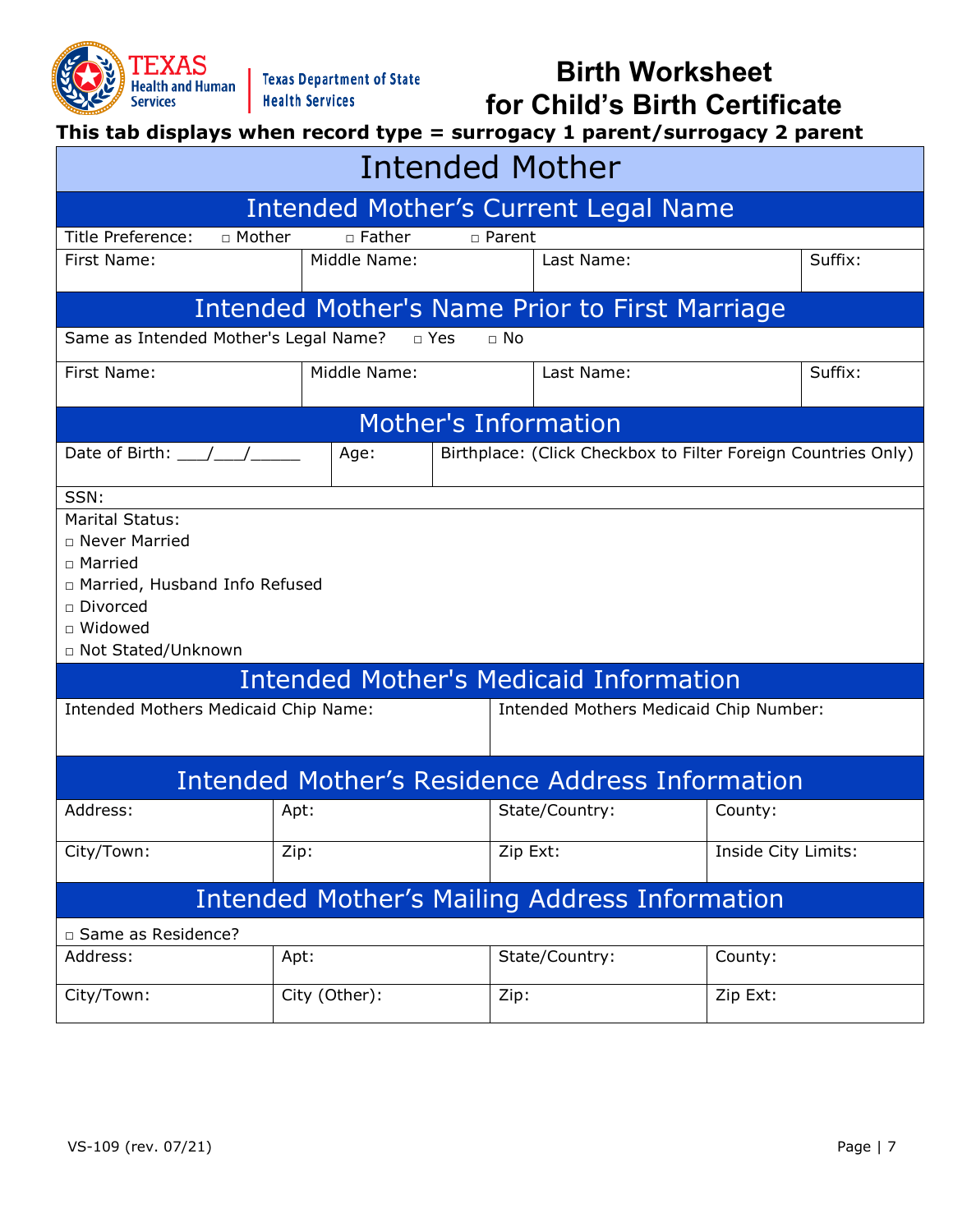# Birth Worksheet for Child's Birth Certificate

**This tab displays when record type = surrogacy 1 parent/surrogacy 2 parent**

## Intended Mother

### Intended Mother's Current Legal Name

Title Preference: □ Mother □ Father □ Parent

| First Name: | Middle Name: | Last Name: | Suffix: |
|---|---|---|---|
| | | | |

### Intended Mother's Name Prior to First Marriage

Same as Intended Mother's Legal Name? □ Yes □ No

| First Name: | Middle Name: | Last Name: | Suffix: |
|---|---|---|---|
| | | | |

### Mother's Information

| Date of Birth: ___/___/_____ | Age: | Birthplace: (Click Checkbox to Filter Foreign Countries Only) |
|---|---|---|
| | | |

SSN:

Marital Status:
- □ Never Married
- □ Married
- □ Married, Husband Info Refused
- □ Divorced
- □ Widowed
- □ Not Stated/Unknown

### Intended Mother's Medicaid Information

| Intended Mothers Medicaid Chip Name: | Intended Mothers Medicaid Chip Number: |
|---|---|
| | |

### Intended Mother's Residence Address Information

| Address: | Apt: | State/Country: | County: |
|---|---|---|---|
| City/Town: | Zip: | Zip Ext: | Inside City Limits: |

### Intended Mother's Mailing Address Information

□ Same as Residence?

| Address: | Apt: | State/Country: | County: |
|---|---|---|---|
| City/Town: | City (Other): | Zip: | Zip Ext: |

VS-109 (rev. 07/21)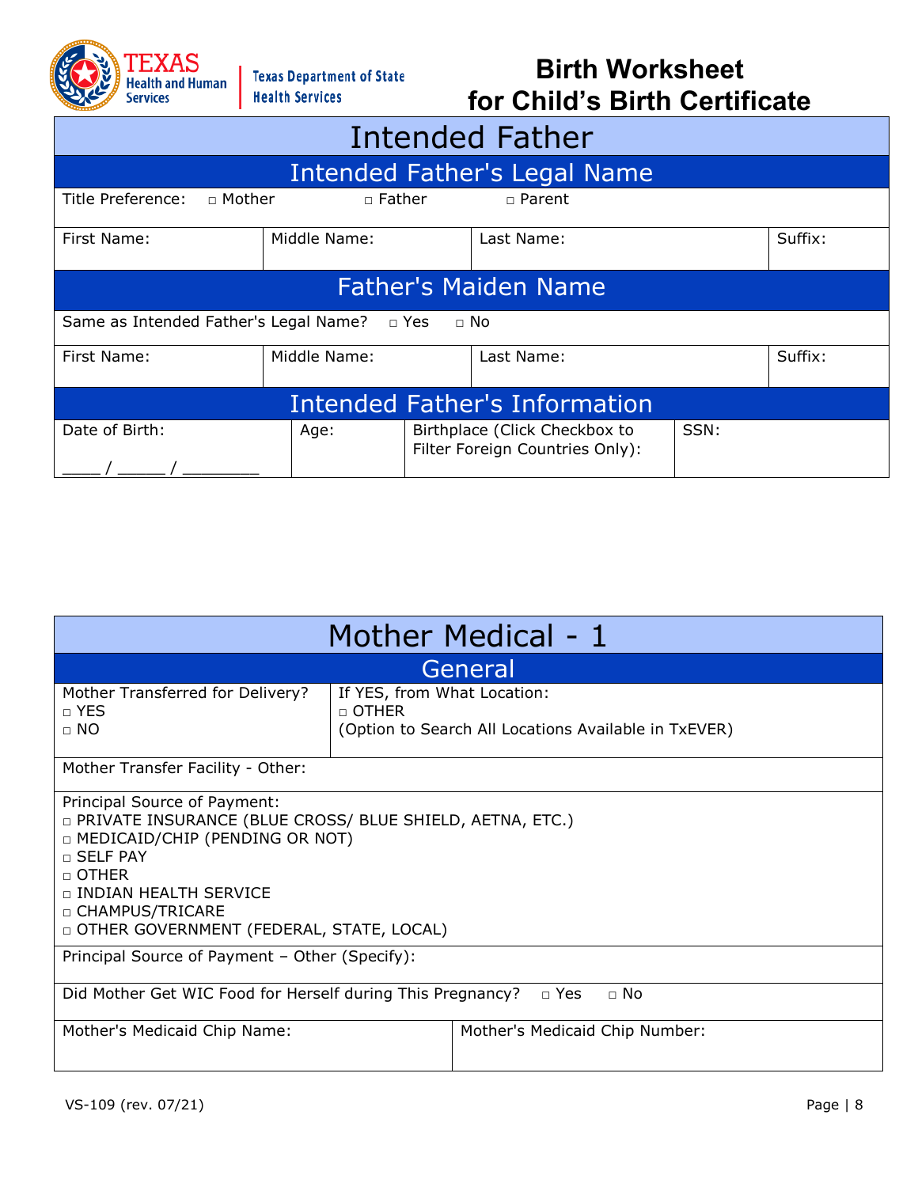# Birth Worksheet for Child's Birth Certificate

## Intended Father

### Intended Father's Legal Name

Title Preference: □ Mother □ Father □ Parent

| First Name: | Middle Name: | Last Name: | Suffix: |
|---|---|---|---|
| | | | |

### Father's Maiden Name

Same as Intended Father's Legal Name? □ Yes □ No

| First Name: | Middle Name: | Last Name: | Suffix: |
|---|---|---|---|
| | | | |

### Intended Father's Information

| Date of Birth: | Age: | Birthplace (Click Checkbox to Filter Foreign Countries Only): | SSN: |
|---|---|---|---|
| ____ / _____ / ________ | | | |

## Mother Medical - 1

### General

| Mother Transferred for Delivery? | If YES, from What Location: |
|---|---|
| □ YES<br>□ NO | □ OTHER<br>(Option to Search All Locations Available in TxEVER) |

Mother Transfer Facility - Other:

Principal Source of Payment:
- □ PRIVATE INSURANCE (BLUE CROSS/ BLUE SHIELD, AETNA, ETC.)
- □ MEDICAID/CHIP (PENDING OR NOT)
- □ SELF PAY
- □ OTHER
- □ INDIAN HEALTH SERVICE
- □ CHAMPUS/TRICARE
- □ OTHER GOVERNMENT (FEDERAL, STATE, LOCAL)

Principal Source of Payment – Other (Specify):

Did Mother Get WIC Food for Herself during This Pregnancy? □ Yes □ No

| Mother's Medicaid Chip Name: | Mother's Medicaid Chip Number: |
|---|---|
| | |

VS-109 (rev. 07/21)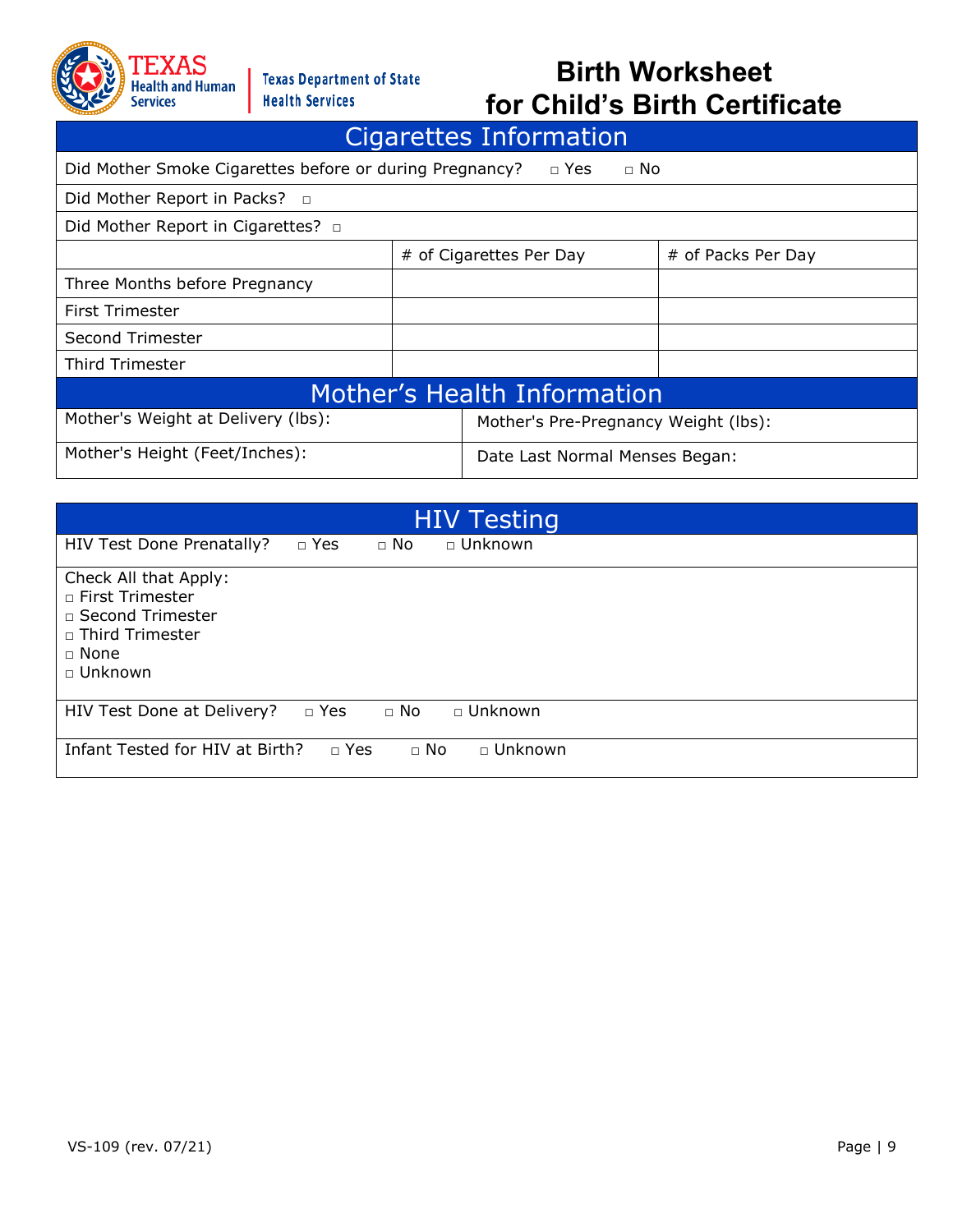# Birth Worksheet for Child's Birth Certificate

## Cigarettes Information

Did Mother Smoke Cigarettes before or during Pregnancy? □ Yes □ No

Did Mother Report in Packs? □

Did Mother Report in Cigarettes? □

| | # of Cigarettes Per Day | # of Packs Per Day |
|---|---|---|
| Three Months before Pregnancy | | |
| First Trimester | | |
| Second Trimester | | |
| Third Trimester | | |

## Mother's Health Information

| | |
|---|---|
| Mother's Weight at Delivery (lbs): | Mother's Pre-Pregnancy Weight (lbs): |
| Mother's Height (Feet/Inches): | Date Last Normal Menses Began: |

## HIV Testing

HIV Test Done Prenatally? □ Yes □ No □ Unknown

Check All that Apply:
□ First Trimester
□ Second Trimester
□ Third Trimester
□ None
□ Unknown

HIV Test Done at Delivery? □ Yes □ No □ Unknown

Infant Tested for HIV at Birth? □ Yes □ No □ Unknown

VS-109 (rev. 07/21)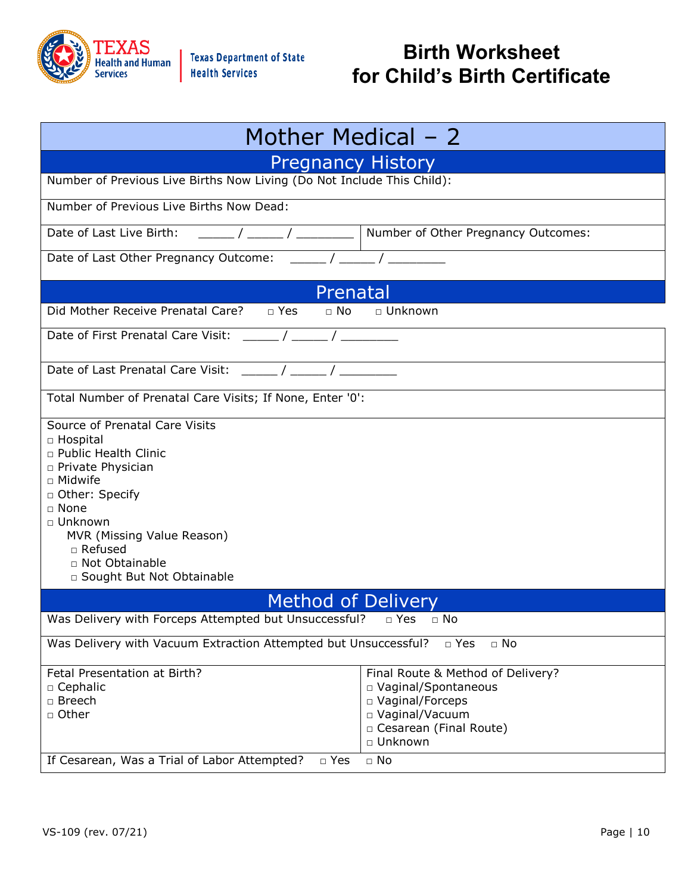# Birth Worksheet for Child's Birth Certificate

## Mother Medical – 2

### Pregnancy History

Number of Previous Live Births Now Living (Do Not Include This Child):

Number of Previous Live Births Now Dead:

| Date of Last Live Birth: _____ / _____ / ________ | Number of Other Pregnancy Outcomes: |
| --- | --- |

Date of Last Other Pregnancy Outcome: _____ / _____ / ________

### Prenatal

Did Mother Receive Prenatal Care? □ Yes □ No □ Unknown

Date of First Prenatal Care Visit: _____ / _____ / ________

Date of Last Prenatal Care Visit: _____ / _____ / ________

Total Number of Prenatal Care Visits; If None, Enter '0':

Source of Prenatal Care Visits
- □ Hospital
- □ Public Health Clinic
- □ Private Physician
- □ Midwife
- □ Other: Specify
- □ None
- □ Unknown
  - MVR (Missing Value Reason)
    - □ Refused
    - □ Not Obtainable
    - □ Sought But Not Obtainable

### Method of Delivery

Was Delivery with Forceps Attempted but Unsuccessful? □ Yes □ No

Was Delivery with Vacuum Extraction Attempted but Unsuccessful? □ Yes □ No

| Fetal Presentation at Birth? | Final Route & Method of Delivery? |
| --- | --- |
| □ Cephalic | □ Vaginal/Spontaneous |
| □ Breech | □ Vaginal/Forceps |
| □ Other | □ Vaginal/Vacuum |
| | □ Cesarean (Final Route) |
| | □ Unknown |

If Cesarean, Was a Trial of Labor Attempted? □ Yes □ No

VS-109 (rev. 07/21)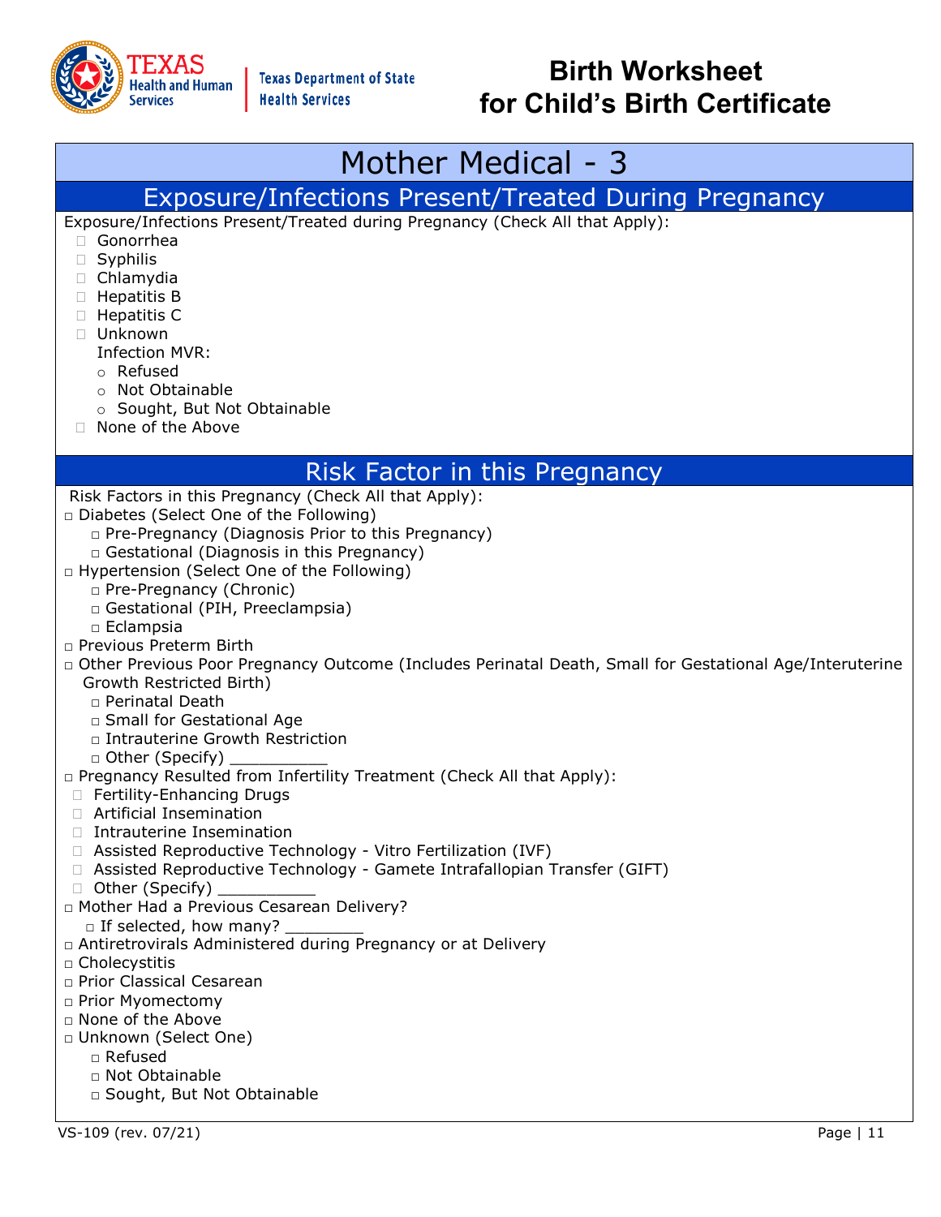# Birth Worksheet for Child's Birth Certificate

## Mother Medical - 3

### Exposure/Infections Present/Treated During Pregnancy

Exposure/Infections Present/Treated during Pregnancy (Check All that Apply):

- ☐ Gonorrhea
- ☐ Syphilis
- ☐ Chlamydia
- ☐ Hepatitis B
- ☐ Hepatitis C
- ☐ Unknown
  - Infection MVR:
    - ○ Refused
    - ○ Not Obtainable
    - ○ Sought, But Not Obtainable
- ☐ None of the Above

### Risk Factor in this Pregnancy

Risk Factors in this Pregnancy (Check All that Apply):

- ☐ Diabetes (Select One of the Following)
  - ☐ Pre-Pregnancy (Diagnosis Prior to this Pregnancy)
  - ☐ Gestational (Diagnosis in this Pregnancy)
- ☐ Hypertension (Select One of the Following)
  - ☐ Pre-Pregnancy (Chronic)
  - ☐ Gestational (PIH, Preeclampsia)
  - ☐ Eclampsia
- ☐ Previous Preterm Birth
- ☐ Other Previous Poor Pregnancy Outcome (Includes Perinatal Death, Small for Gestational Age/Interuterine Growth Restricted Birth)
  - ☐ Perinatal Death
  - ☐ Small for Gestational Age
  - ☐ Intrauterine Growth Restriction
  - ☐ Other (Specify) __________
- ☐ Pregnancy Resulted from Infertility Treatment (Check All that Apply):
  - ☐ Fertility-Enhancing Drugs
  - ☐ Artificial Insemination
  - ☐ Intrauterine Insemination
  - ☐ Assisted Reproductive Technology - Vitro Fertilization (IVF)
  - ☐ Assisted Reproductive Technology - Gamete Intrafallopian Transfer (GIFT)
  - ☐ Other (Specify) __________
- ☐ Mother Had a Previous Cesarean Delivery?
  - ☐ If selected, how many? ________
- ☐ Antiretrovirals Administered during Pregnancy or at Delivery
- ☐ Cholecystitis
- ☐ Prior Classical Cesarean
- ☐ Prior Myomectomy
- ☐ None of the Above
- ☐ Unknown (Select One)
  - ☐ Refused
  - ☐ Not Obtainable
  - ☐ Sought, But Not Obtainable

VS-109 (rev. 07/21)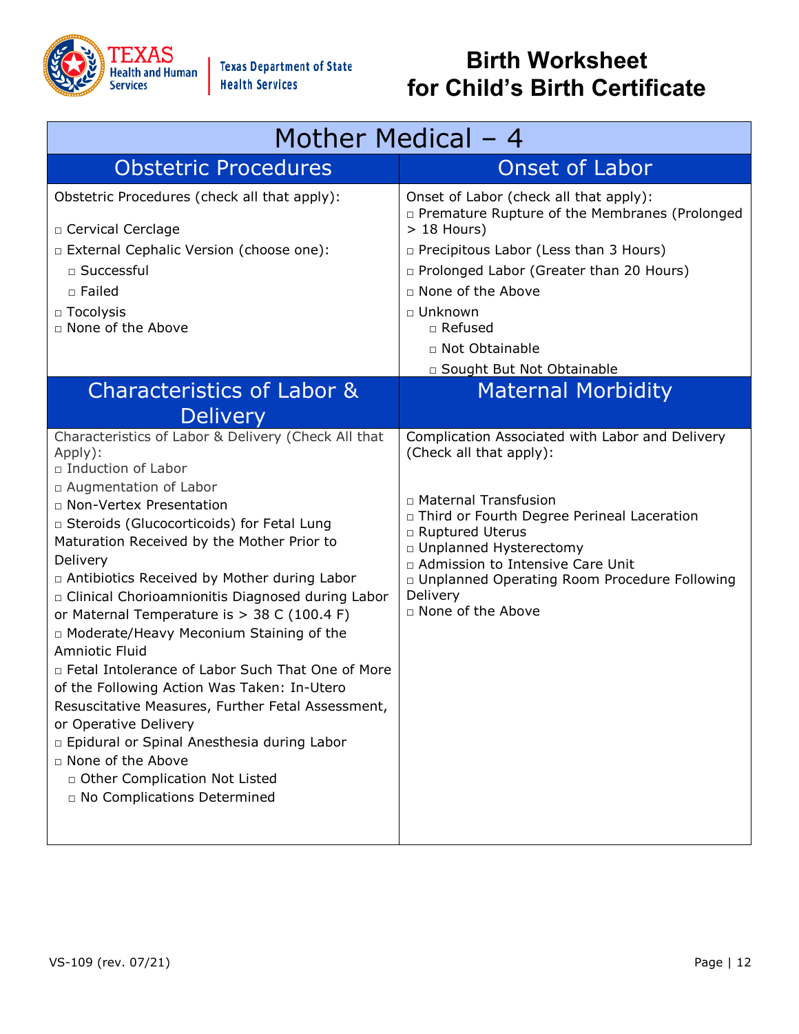# Birth Worksheet for Child's Birth Certificate

## Mother Medical – 4

### Obstetric Procedures

Obstetric Procedures (check all that apply):

- □ Cervical Cerclage
- □ External Cephalic Version (choose one):
  - □ Successful
  - □ Failed
- □ Tocolysis
- □ None of the Above

### Onset of Labor

Onset of Labor (check all that apply):

- □ Premature Rupture of the Membranes (Prolonged > 18 Hours)
- □ Precipitous Labor (Less than 3 Hours)
- □ Prolonged Labor (Greater than 20 Hours)
- □ None of the Above
- □ Unknown
  - □ Refused
  - □ Not Obtainable
  - □ Sought But Not Obtainable

### Characteristics of Labor & Delivery

Characteristics of Labor & Delivery (Check All that Apply):

- □ Induction of Labor
- □ Augmentation of Labor
- □ Non-Vertex Presentation
- □ Steroids (Glucocorticoids) for Fetal Lung Maturation Received by the Mother Prior to Delivery
- □ Antibiotics Received by Mother during Labor
- □ Clinical Chorioamnionitis Diagnosed during Labor or Maternal Temperature is > 38 C (100.4 F)
- □ Moderate/Heavy Meconium Staining of the Amniotic Fluid
- □ Fetal Intolerance of Labor Such That One of More of the Following Action Was Taken: In-Utero Resuscitative Measures, Further Fetal Assessment, or Operative Delivery
- □ Epidural or Spinal Anesthesia during Labor
- □ None of the Above
  - □ Other Complication Not Listed
  - □ No Complications Determined

### Maternal Morbidity

Complication Associated with Labor and Delivery (Check all that apply):

- □ Maternal Transfusion
- □ Third or Fourth Degree Perineal Laceration
- □ Ruptured Uterus
- □ Unplanned Hysterectomy
- □ Admission to Intensive Care Unit
- □ Unplanned Operating Room Procedure Following Delivery
- □ None of the Above

VS-109 (rev. 07/21)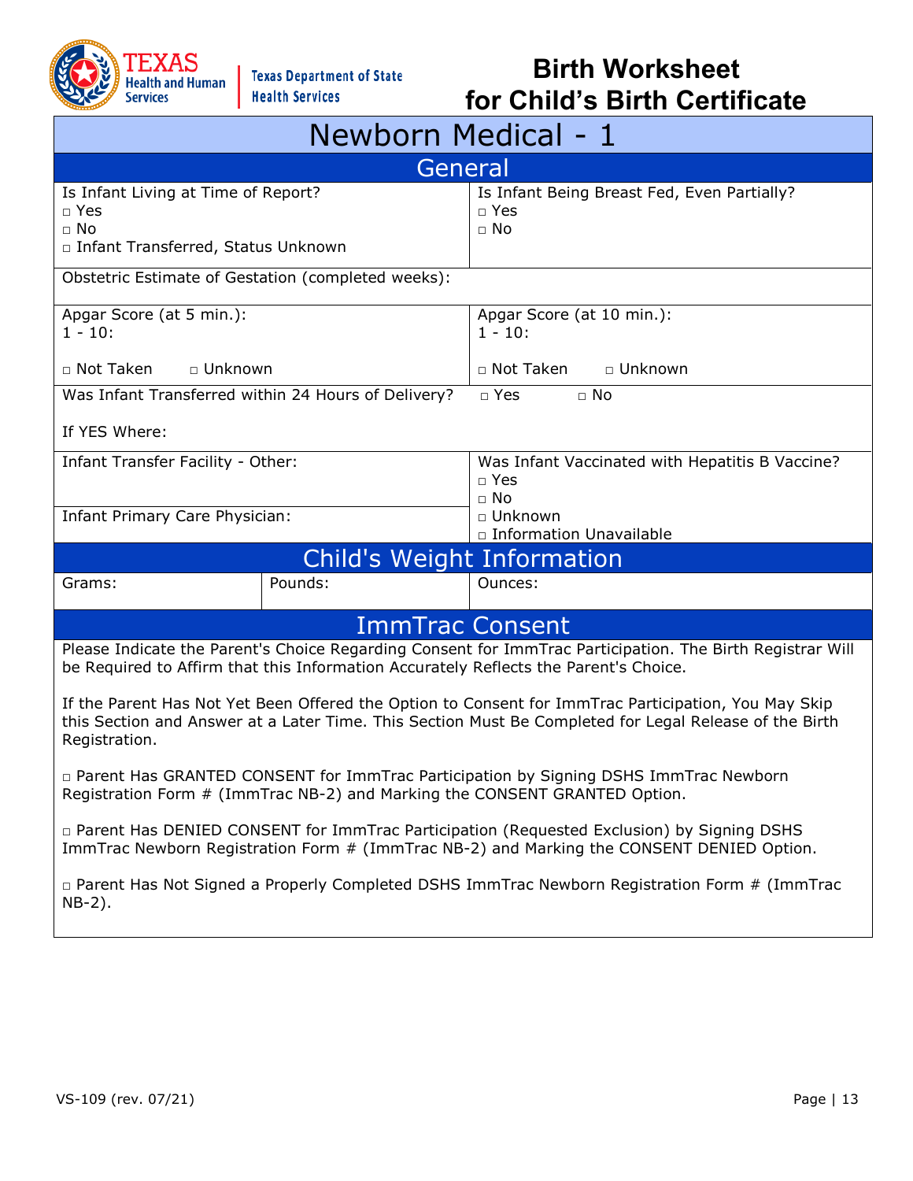# Birth Worksheet for Child's Birth Certificate

## Newborn Medical - 1

### General

Is Infant Living at Time of Report?
- □ Yes
- □ No
- □ Infant Transferred, Status Unknown

Is Infant Being Breast Fed, Even Partially?
- □ Yes
- □ No

Obstetric Estimate of Gestation (completed weeks):

Apgar Score (at 5 min.):
1 - 10:

□ Not Taken □ Unknown

Apgar Score (at 10 min.):
1 - 10:

□ Not Taken □ Unknown

Was Infant Transferred within 24 Hours of Delivery? □ Yes □ No

If YES Where:

Infant Transfer Facility - Other:

Infant Primary Care Physician:

Was Infant Vaccinated with Hepatitis B Vaccine?
- □ Yes
- □ No
- □ Unknown
- □ Information Unavailable

### Child's Weight Information

| Grams: | Pounds: | Ounces: |
|---|---|---|
| | | |

### ImmTrac Consent

Please Indicate the Parent's Choice Regarding Consent for ImmTrac Participation. The Birth Registrar Will be Required to Affirm that this Information Accurately Reflects the Parent's Choice.

If the Parent Has Not Yet Been Offered the Option to Consent for ImmTrac Participation, You May Skip this Section and Answer at a Later Time. This Section Must Be Completed for Legal Release of the Birth Registration.

□ Parent Has GRANTED CONSENT for ImmTrac Participation by Signing DSHS ImmTrac Newborn Registration Form # (ImmTrac NB-2) and Marking the CONSENT GRANTED Option.

□ Parent Has DENIED CONSENT for ImmTrac Participation (Requested Exclusion) by Signing DSHS ImmTrac Newborn Registration Form # (ImmTrac NB-2) and Marking the CONSENT DENIED Option.

□ Parent Has Not Signed a Properly Completed DSHS ImmTrac Newborn Registration Form # (ImmTrac NB-2).

VS-109 (rev. 07/21)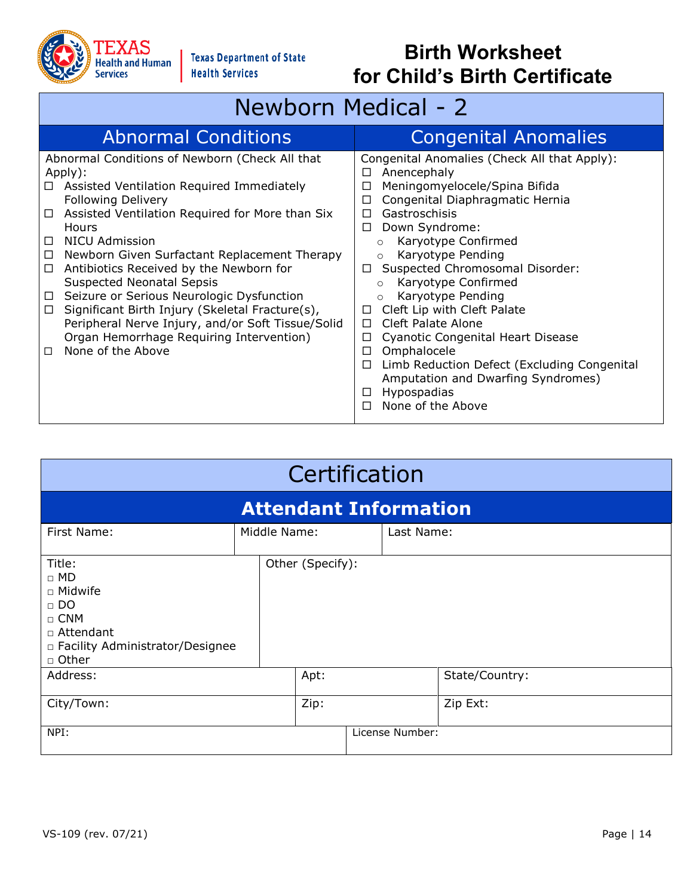Texas Health and Human Services | Texas Department of State Health Services

# Birth Worksheet for Child's Birth Certificate

## Newborn Medical - 2

### Abnormal Conditions

Abnormal Conditions of Newborn (Check All that Apply):

- ☐ Assisted Ventilation Required Immediately Following Delivery
- ☐ Assisted Ventilation Required for More than Six Hours
- ☐ NICU Admission
- ☐ Newborn Given Surfactant Replacement Therapy
- ☐ Antibiotics Received by the Newborn for Suspected Neonatal Sepsis
- ☐ Seizure or Serious Neurologic Dysfunction
- ☐ Significant Birth Injury (Skeletal Fracture(s), Peripheral Nerve Injury, and/or Soft Tissue/Solid Organ Hemorrhage Requiring Intervention)
- ☐ None of the Above

### Congenital Anomalies

Congenital Anomalies (Check All that Apply):

- ☐ Anencephaly
- ☐ Meningomyelocele/Spina Bifida
- ☐ Congenital Diaphragmatic Hernia
- ☐ Gastroschisis
- ☐ Down Syndrome:
  - ○ Karyotype Confirmed
  - ○ Karyotype Pending
- ☐ Suspected Chromosomal Disorder:
  - ○ Karyotype Confirmed
  - ○ Karyotype Pending
- ☐ Cleft Lip with Cleft Palate
- ☐ Cleft Palate Alone
- ☐ Cyanotic Congenital Heart Disease
- ☐ Omphalocele
- ☐ Limb Reduction Defect (Excluding Congenital Amputation and Dwarfing Syndromes)
- ☐ Hypospadias
- ☐ None of the Above

## Certification

### Attendant Information

| First Name: | Middle Name: | Last Name: |
|---|---|---|
| | | |

| Title: | Other (Specify): |
|---|---|
| □ MD<br>□ Midwife<br>□ DO<br>□ CNM<br>□ Attendant<br>□ Facility Administrator/Designee<br>□ Other | |

| Address: | Apt: | State/Country: |
|---|---|---|
| **City/Town:** | **Zip:** | **Zip Ext:** |

| NPI: | License Number: |
|---|---|
| | |

VS-109 (rev. 07/21)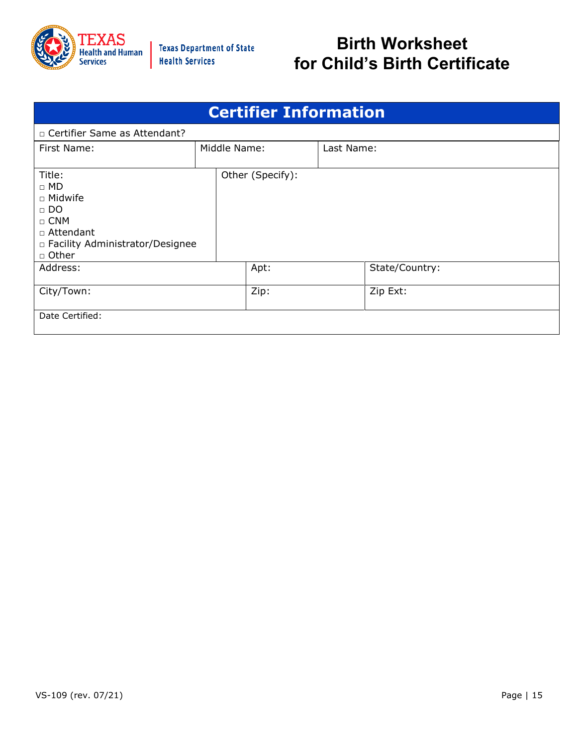# Birth Worksheet for Child's Birth Certificate

## Certifier Information

☐ Certifier Same as Attendant?

| First Name: | Middle Name: | Last Name: |
|---|---|---|
| | | |

| Title: | Other (Specify): |
|---|---|
| ☐ MD<br>☐ Midwife<br>☐ DO<br>☐ CNM<br>☐ Attendant<br>☐ Facility Administrator/Designee<br>☐ Other | |

| Address: | Apt: | State/Country: |
|---|---|---|
| City/Town: | Zip: | Zip Ext: |

Date Certified:

VS-109 (rev. 07/21)